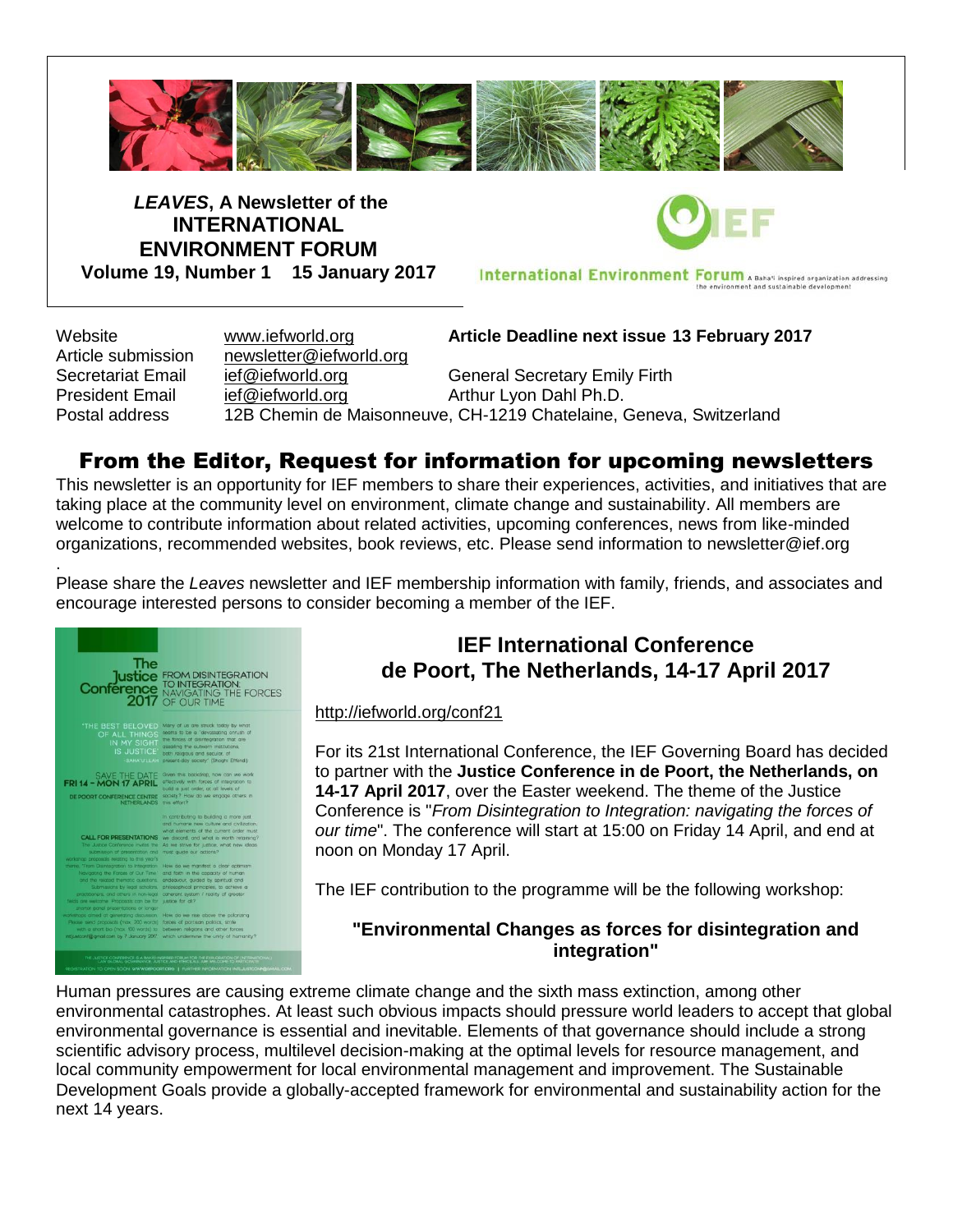***LEAVES*, A Newsletter of the INTERNATIONAL ENVIRONMENT FORUM**

**Volume 19, Number 1 15 January 2017**

International Environment Forum A Bahá'í inspired organization addressing the environment and sustainable development

| | | |
|---|---|---|
| Website | www.iefworld.org | **Article Deadline next issue 13 February 2017** |
| Article submission | newsletter@iefworld.org | |
| Secretariat Email | ief@iefworld.org | General Secretary Emily Firth |
| President Email | ief@iefworld.org | Arthur Lyon Dahl Ph.D. |
| Postal address | 12B Chemin de Maisonneuve, CH-1219 Chatelaine, Geneva, Switzerland | |

## From the Editor, Request for information for upcoming newsletters

This newsletter is an opportunity for IEF members to share their experiences, activities, and initiatives that are taking place at the community level on environment, climate change and sustainability. All members are welcome to contribute information about related activities, upcoming conferences, news from like-minded organizations, recommended websites, book reviews, etc. Please send information to newsletter@ief.org

.

Please share the *Leaves* newsletter and IEF membership information with family, friends, and associates and encourage interested persons to consider becoming a member of the IEF.

## IEF International Conference de Poort, The Netherlands, 14-17 April 2017

http://iefworld.org/conf21

For its 21st International Conference, the IEF Governing Board has decided to partner with the **Justice Conference in de Poort, the Netherlands, on 14-17 April 2017**, over the Easter weekend. The theme of the Justice Conference is "*From Disintegration to Integration: navigating the forces of our time*". The conference will start at 15:00 on Friday 14 April, and end at noon on Monday 17 April.

The IEF contribution to the programme will be the following workshop:

### "Environmental Changes as forces for disintegration and integration"

Human pressures are causing extreme climate change and the sixth mass extinction, among other environmental catastrophes. At least such obvious impacts should pressure world leaders to accept that global environmental governance is essential and inevitable. Elements of that governance should include a strong scientific advisory process, multilevel decision-making at the optimal levels for resource management, and local community empowerment for local environmental management and improvement. The Sustainable Development Goals provide a globally-accepted framework for environmental and sustainability action for the next 14 years.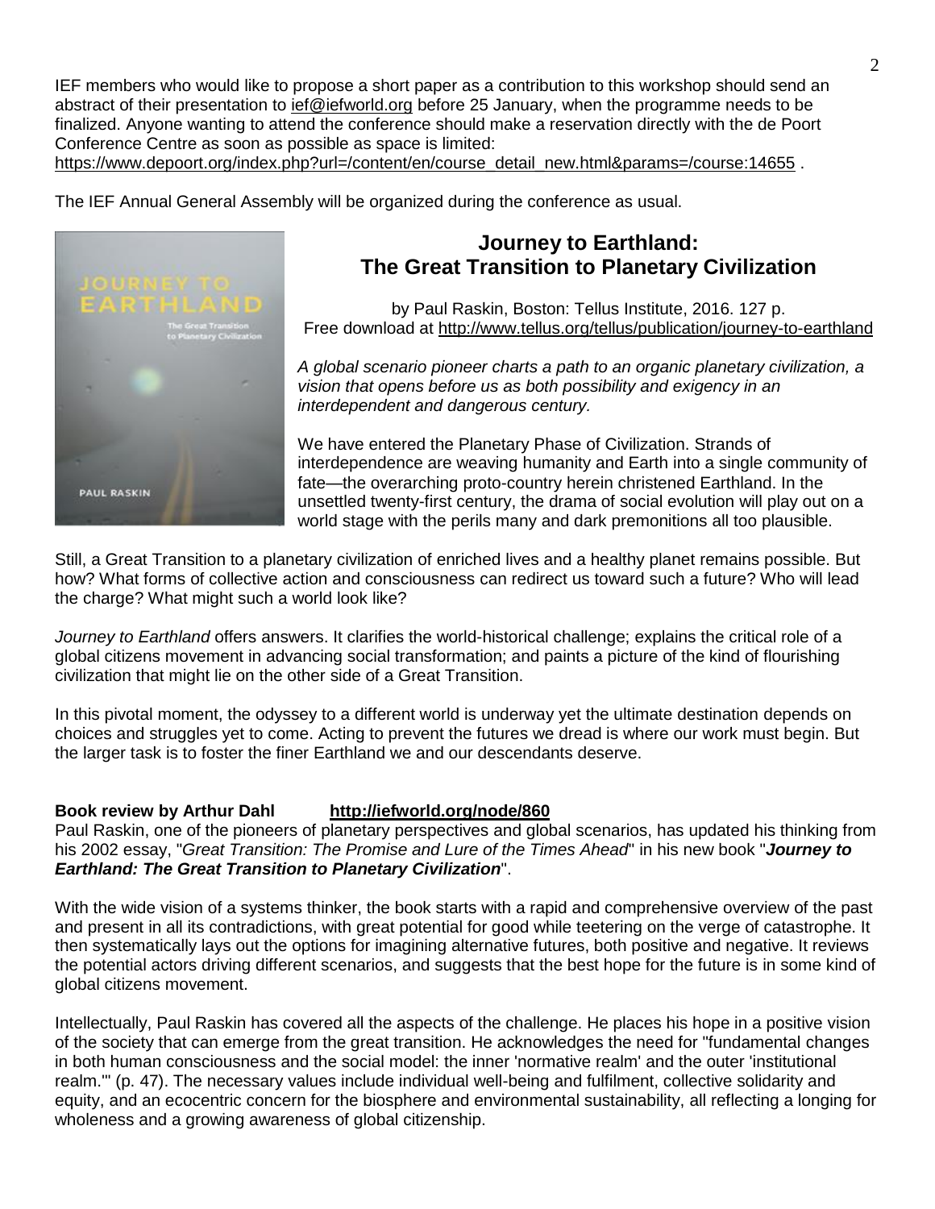IEF members who would like to propose a short paper as a contribution to this workshop should send an abstract of their presentation to ief@iefworld.org before 25 January, when the programme needs to be finalized. Anyone wanting to attend the conference should make a reservation directly with the de Poort Conference Centre as soon as possible as space is limited: https://www.depoort.org/index.php?url=/content/en/course_detail_new.html&params=/course:14655 .

The IEF Annual General Assembly will be organized during the conference as usual.

## Journey to Earthland: The Great Transition to Planetary Civilization

by Paul Raskin, Boston: Tellus Institute, 2016. 127 p.
Free download at http://www.tellus.org/tellus/publication/journey-to-earthland

*A global scenario pioneer charts a path to an organic planetary civilization, a vision that opens before us as both possibility and exigency in an interdependent and dangerous century.*

We have entered the Planetary Phase of Civilization. Strands of interdependence are weaving humanity and Earth into a single community of fate—the overarching proto-country herein christened Earthland. In the unsettled twenty-first century, the drama of social evolution will play out on a world stage with the perils many and dark premonitions all too plausible.

Still, a Great Transition to a planetary civilization of enriched lives and a healthy planet remains possible. But how? What forms of collective action and consciousness can redirect us toward such a future? Who will lead the charge? What might such a world look like?

*Journey to Earthland* offers answers. It clarifies the world-historical challenge; explains the critical role of a global citizens movement in advancing social transformation; and paints a picture of the kind of flourishing civilization that might lie on the other side of a Great Transition.

In this pivotal moment, the odyssey to a different world is underway yet the ultimate destination depends on choices and struggles yet to come. Acting to prevent the futures we dread is where our work must begin. But the larger task is to foster the finer Earthland we and our descendants deserve.

**Book review by Arthur Dahl** **http://iefworld.org/node/860**

Paul Raskin, one of the pioneers of planetary perspectives and global scenarios, has updated his thinking from his 2002 essay, "*Great Transition: The Promise and Lure of the Times Ahead*" in his new book "***Journey to Earthland: The Great Transition to Planetary Civilization***".

With the wide vision of a systems thinker, the book starts with a rapid and comprehensive overview of the past and present in all its contradictions, with great potential for good while teetering on the verge of catastrophe. It then systematically lays out the options for imagining alternative futures, both positive and negative. It reviews the potential actors driving different scenarios, and suggests that the best hope for the future is in some kind of global citizens movement.

Intellectually, Paul Raskin has covered all the aspects of the challenge. He places his hope in a positive vision of the society that can emerge from the great transition. He acknowledges the need for "fundamental changes in both human consciousness and the social model: the inner 'normative realm' and the outer 'institutional realm.'" (p. 47). The necessary values include individual well-being and fulfilment, collective solidarity and equity, and an ecocentric concern for the biosphere and environmental sustainability, all reflecting a longing for wholeness and a growing awareness of global citizenship.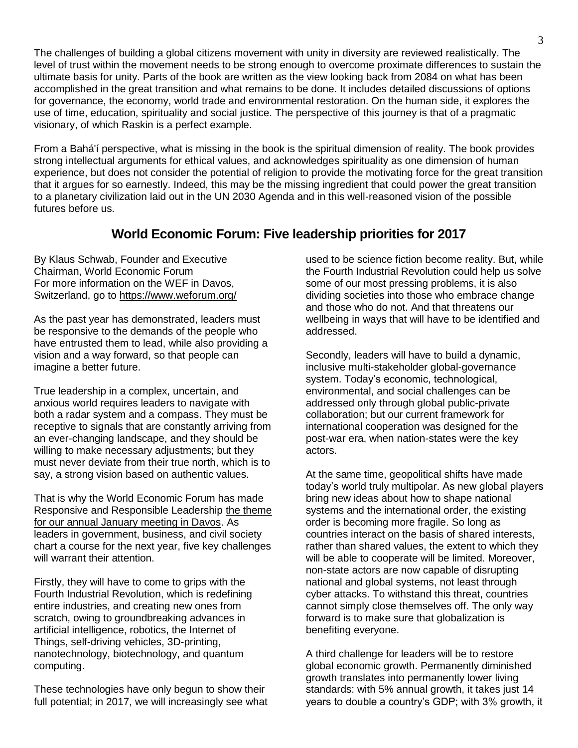The challenges of building a global citizens movement with unity in diversity are reviewed realistically. The level of trust within the movement needs to be strong enough to overcome proximate differences to sustain the ultimate basis for unity. Parts of the book are written as the view looking back from 2084 on what has been accomplished in the great transition and what remains to be done. It includes detailed discussions of options for governance, the economy, world trade and environmental restoration. On the human side, it explores the use of time, education, spirituality and social justice. The perspective of this journey is that of a pragmatic visionary, of which Raskin is a perfect example.

From a Bahá'í perspective, what is missing in the book is the spiritual dimension of reality. The book provides strong intellectual arguments for ethical values, and acknowledges spirituality as one dimension of human experience, but does not consider the potential of religion to provide the motivating force for the great transition that it argues for so earnestly. Indeed, this may be the missing ingredient that could power the great transition to a planetary civilization laid out in the UN 2030 Agenda and in this well-reasoned vision of the possible futures before us.

## World Economic Forum: Five leadership priorities for 2017

By Klaus Schwab, Founder and Executive Chairman, World Economic Forum
For more information on the WEF in Davos, Switzerland, go to https://www.weforum.org/

As the past year has demonstrated, leaders must be responsive to the demands of the people who have entrusted them to lead, while also providing a vision and a way forward, so that people can imagine a better future.

True leadership in a complex, uncertain, and anxious world requires leaders to navigate with both a radar system and a compass. They must be receptive to signals that are constantly arriving from an ever-changing landscape, and they should be willing to make necessary adjustments; but they must never deviate from their true north, which is to say, a strong vision based on authentic values.

That is why the World Economic Forum has made Responsive and Responsible Leadership the theme for our annual January meeting in Davos. As leaders in government, business, and civil society chart a course for the next year, five key challenges will warrant their attention.

Firstly, they will have to come to grips with the Fourth Industrial Revolution, which is redefining entire industries, and creating new ones from scratch, owing to groundbreaking advances in artificial intelligence, robotics, the Internet of Things, self-driving vehicles, 3D-printing, nanotechnology, biotechnology, and quantum computing.

These technologies have only begun to show their full potential; in 2017, we will increasingly see what used to be science fiction become reality. But, while the Fourth Industrial Revolution could help us solve some of our most pressing problems, it is also dividing societies into those who embrace change and those who do not. And that threatens our wellbeing in ways that will have to be identified and addressed.

Secondly, leaders will have to build a dynamic, inclusive multi-stakeholder global-governance system. Today's economic, technological, environmental, and social challenges can be addressed only through global public-private collaboration; but our current framework for international cooperation was designed for the post-war era, when nation-states were the key actors.

At the same time, geopolitical shifts have made today's world truly multipolar. As new global players bring new ideas about how to shape national systems and the international order, the existing order is becoming more fragile. So long as countries interact on the basis of shared interests, rather than shared values, the extent to which they will be able to cooperate will be limited. Moreover, non-state actors are now capable of disrupting national and global systems, not least through cyber attacks. To withstand this threat, countries cannot simply close themselves off. The only way forward is to make sure that globalization is benefiting everyone.

A third challenge for leaders will be to restore global economic growth. Permanently diminished growth translates into permanently lower living standards: with 5% annual growth, it takes just 14 years to double a country's GDP; with 3% growth, it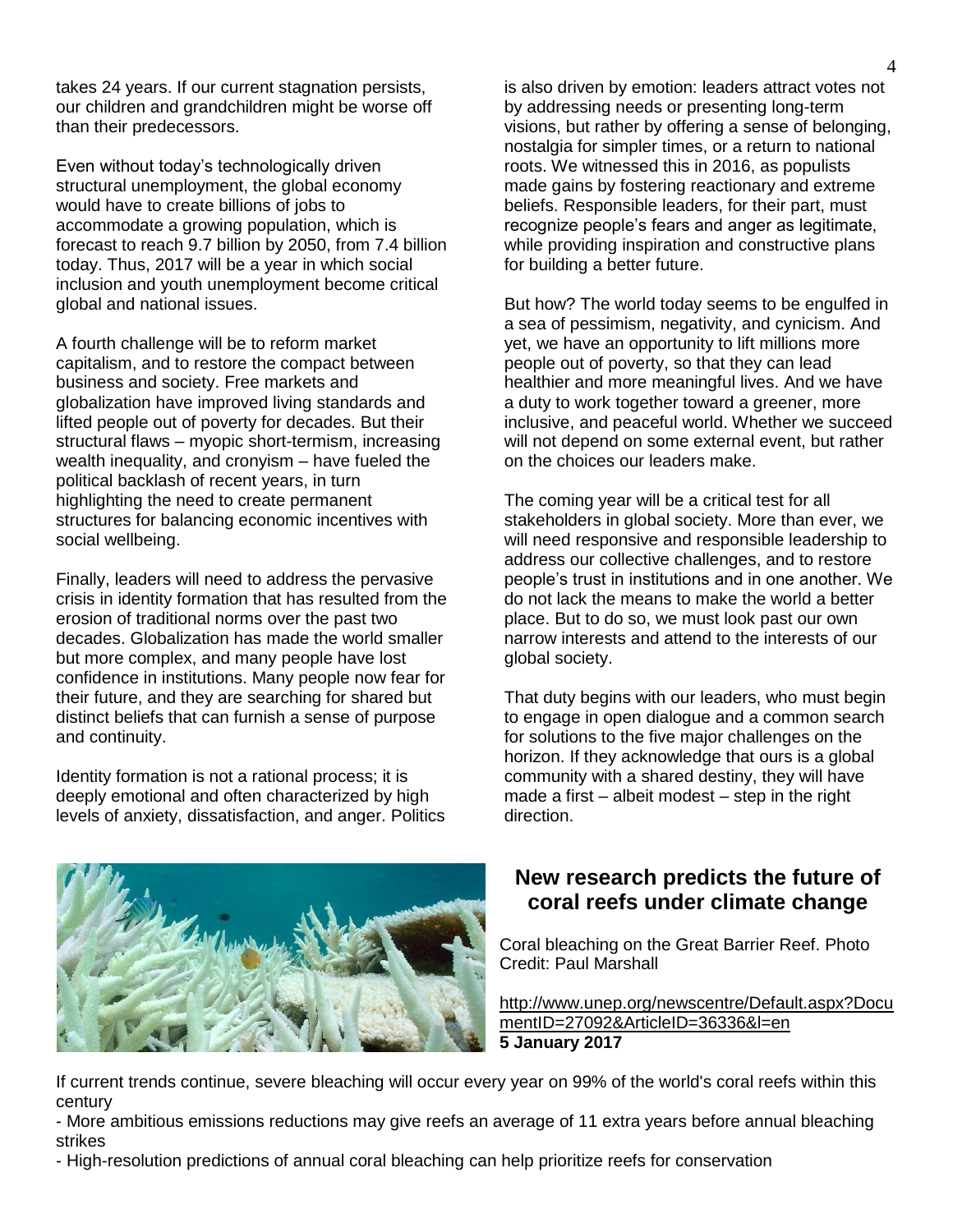takes 24 years. If our current stagnation persists, our children and grandchildren might be worse off than their predecessors.

Even without today's technologically driven structural unemployment, the global economy would have to create billions of jobs to accommodate a growing population, which is forecast to reach 9.7 billion by 2050, from 7.4 billion today. Thus, 2017 will be a year in which social inclusion and youth unemployment become critical global and national issues.

A fourth challenge will be to reform market capitalism, and to restore the compact between business and society. Free markets and globalization have improved living standards and lifted people out of poverty for decades. But their structural flaws – myopic short-termism, increasing wealth inequality, and cronyism – have fueled the political backlash of recent years, in turn highlighting the need to create permanent structures for balancing economic incentives with social wellbeing.

Finally, leaders will need to address the pervasive crisis in identity formation that has resulted from the erosion of traditional norms over the past two decades. Globalization has made the world smaller but more complex, and many people have lost confidence in institutions. Many people now fear for their future, and they are searching for shared but distinct beliefs that can furnish a sense of purpose and continuity.

Identity formation is not a rational process; it is deeply emotional and often characterized by high levels of anxiety, dissatisfaction, and anger. Politics is also driven by emotion: leaders attract votes not by addressing needs or presenting long-term visions, but rather by offering a sense of belonging, nostalgia for simpler times, or a return to national roots. We witnessed this in 2016, as populists made gains by fostering reactionary and extreme beliefs. Responsible leaders, for their part, must recognize people's fears and anger as legitimate, while providing inspiration and constructive plans for building a better future.

But how? The world today seems to be engulfed in a sea of pessimism, negativity, and cynicism. And yet, we have an opportunity to lift millions more people out of poverty, so that they can lead healthier and more meaningful lives. And we have a duty to work together toward a greener, more inclusive, and peaceful world. Whether we succeed will not depend on some external event, but rather on the choices our leaders make.

The coming year will be a critical test for all stakeholders in global society. More than ever, we will need responsive and responsible leadership to address our collective challenges, and to restore people's trust in institutions and in one another. We do not lack the means to make the world a better place. But to do so, we must look past our own narrow interests and attend to the interests of our global society.

That duty begins with our leaders, who must begin to engage in open dialogue and a common search for solutions to the five major challenges on the horizon. If they acknowledge that ours is a global community with a shared destiny, they will have made a first – albeit modest – step in the right direction.

## New research predicts the future of coral reefs under climate change

Coral bleaching on the Great Barrier Reef. Photo Credit: Paul Marshall

http://www.unep.org/newscentre/Default.aspx?DocumentID=27092&ArticleID=36336&l=en
**5 January 2017**

If current trends continue, severe bleaching will occur every year on 99% of the world's coral reefs within this century

- More ambitious emissions reductions may give reefs an average of 11 extra years before annual bleaching strikes
- High-resolution predictions of annual coral bleaching can help prioritize reefs for conservation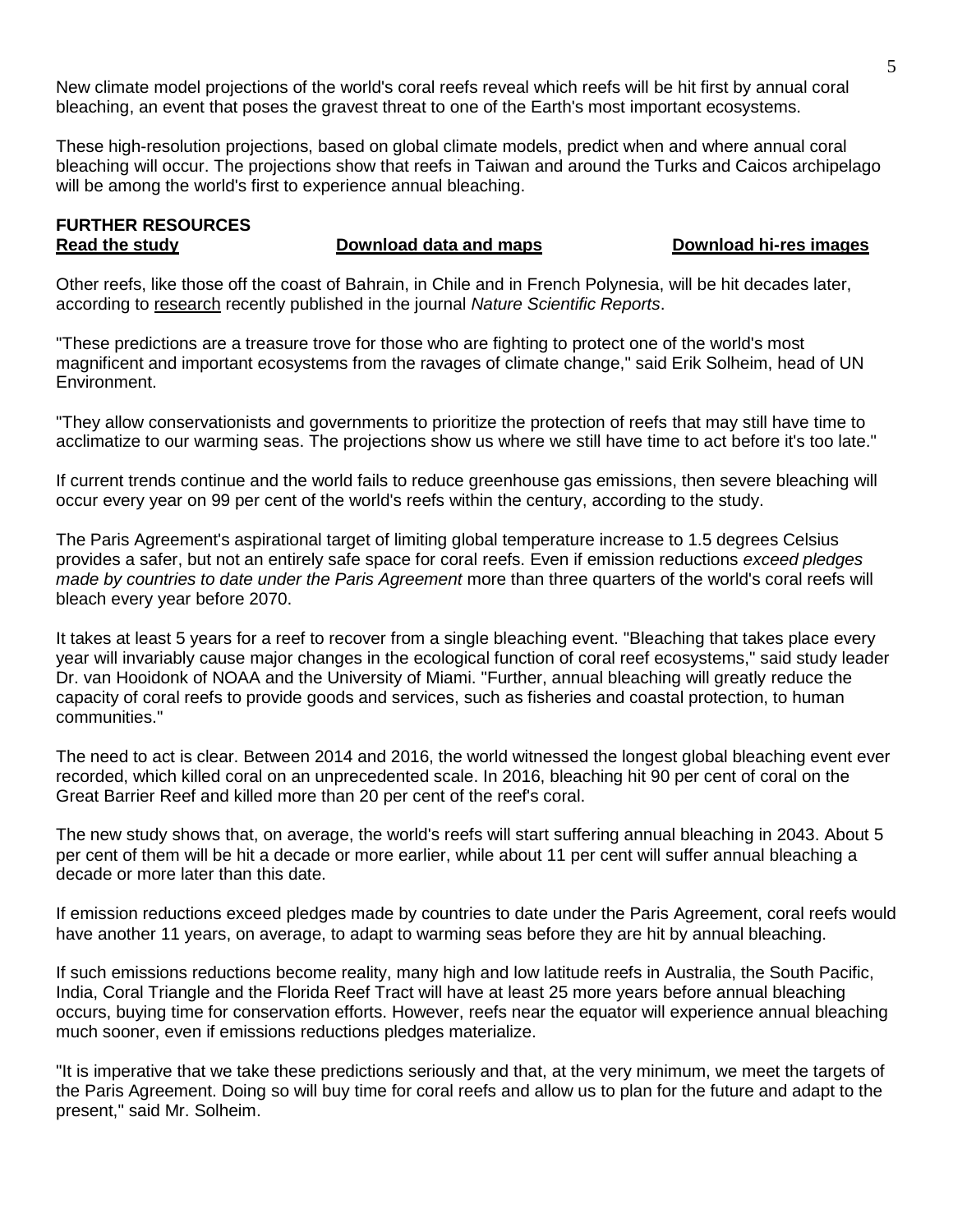New climate model projections of the world's coral reefs reveal which reefs will be hit first by annual coral bleaching, an event that poses the gravest threat to one of the Earth's most important ecosystems.

These high-resolution projections, based on global climate models, predict when and where annual coral bleaching will occur. The projections show that reefs in Taiwan and around the Turks and Caicos archipelago will be among the world's first to experience annual bleaching.

**FURTHER RESOURCES**

**Read the study** **Download data and maps** **Download hi-res images**

Other reefs, like those off the coast of Bahrain, in Chile and in French Polynesia, will be hit decades later, according to research recently published in the journal *Nature Scientific Reports*.

"These predictions are a treasure trove for those who are fighting to protect one of the world's most magnificent and important ecosystems from the ravages of climate change," said Erik Solheim, head of UN Environment.

"They allow conservationists and governments to prioritize the protection of reefs that may still have time to acclimatize to our warming seas. The projections show us where we still have time to act before it's too late."

If current trends continue and the world fails to reduce greenhouse gas emissions, then severe bleaching will occur every year on 99 per cent of the world's reefs within the century, according to the study.

The Paris Agreement's aspirational target of limiting global temperature increase to 1.5 degrees Celsius provides a safer, but not an entirely safe space for coral reefs. Even if emission reductions *exceed pledges made by countries to date under the Paris Agreement* more than three quarters of the world's coral reefs will bleach every year before 2070.

It takes at least 5 years for a reef to recover from a single bleaching event. "Bleaching that takes place every year will invariably cause major changes in the ecological function of coral reef ecosystems," said study leader Dr. van Hooidonk of NOAA and the University of Miami. "Further, annual bleaching will greatly reduce the capacity of coral reefs to provide goods and services, such as fisheries and coastal protection, to human communities."

The need to act is clear. Between 2014 and 2016, the world witnessed the longest global bleaching event ever recorded, which killed coral on an unprecedented scale. In 2016, bleaching hit 90 per cent of coral on the Great Barrier Reef and killed more than 20 per cent of the reef's coral.

The new study shows that, on average, the world's reefs will start suffering annual bleaching in 2043. About 5 per cent of them will be hit a decade or more earlier, while about 11 per cent will suffer annual bleaching a decade or more later than this date.

If emission reductions exceed pledges made by countries to date under the Paris Agreement, coral reefs would have another 11 years, on average, to adapt to warming seas before they are hit by annual bleaching.

If such emissions reductions become reality, many high and low latitude reefs in Australia, the South Pacific, India, Coral Triangle and the Florida Reef Tract will have at least 25 more years before annual bleaching occurs, buying time for conservation efforts. However, reefs near the equator will experience annual bleaching much sooner, even if emissions reductions pledges materialize.

"It is imperative that we take these predictions seriously and that, at the very minimum, we meet the targets of the Paris Agreement. Doing so will buy time for coral reefs and allow us to plan for the future and adapt to the present," said Mr. Solheim.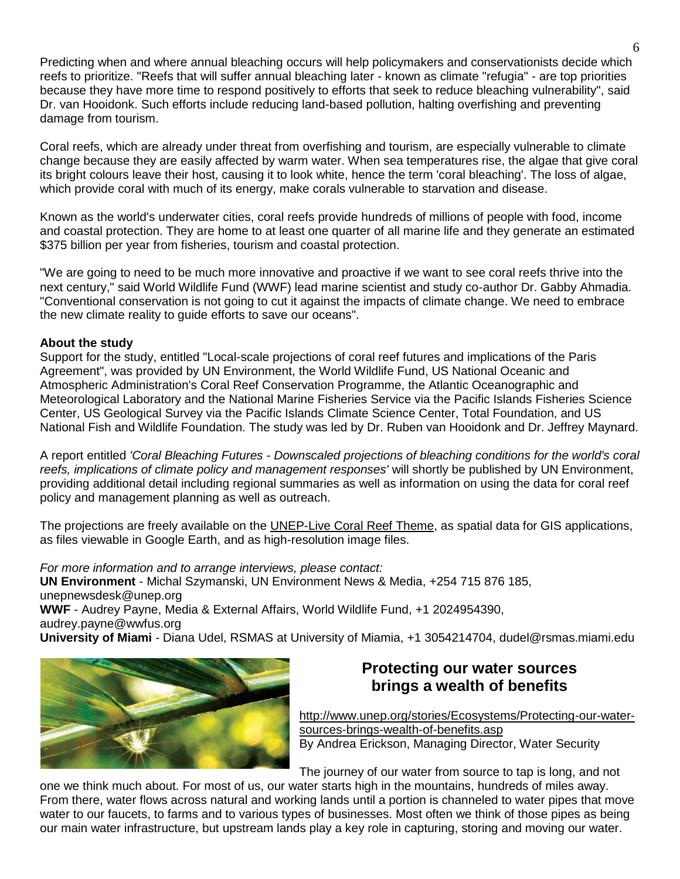Predicting when and where annual bleaching occurs will help policymakers and conservationists decide which reefs to prioritize. "Reefs that will suffer annual bleaching later - known as climate "refugia" - are top priorities because they have more time to respond positively to efforts that seek to reduce bleaching vulnerability", said Dr. van Hooidonk. Such efforts include reducing land-based pollution, halting overfishing and preventing damage from tourism.

Coral reefs, which are already under threat from overfishing and tourism, are especially vulnerable to climate change because they are easily affected by warm water. When sea temperatures rise, the algae that give coral its bright colours leave their host, causing it to look white, hence the term 'coral bleaching'. The loss of algae, which provide coral with much of its energy, make corals vulnerable to starvation and disease.

Known as the world's underwater cities, coral reefs provide hundreds of millions of people with food, income and coastal protection. They are home to at least one quarter of all marine life and they generate an estimated $375 billion per year from fisheries, tourism and coastal protection.

"We are going to need to be much more innovative and proactive if we want to see coral reefs thrive into the next century," said World Wildlife Fund (WWF) lead marine scientist and study co-author Dr. Gabby Ahmadia. "Conventional conservation is not going to cut it against the impacts of climate change. We need to embrace the new climate reality to guide efforts to save our oceans".

**About the study**

Support for the study, entitled "Local-scale projections of coral reef futures and implications of the Paris Agreement", was provided by UN Environment, the World Wildlife Fund, US National Oceanic and Atmospheric Administration's Coral Reef Conservation Programme, the Atlantic Oceanographic and Meteorological Laboratory and the National Marine Fisheries Service via the Pacific Islands Fisheries Science Center, US Geological Survey via the Pacific Islands Climate Science Center, Total Foundation, and US National Fish and Wildlife Foundation. The study was led by Dr. Ruben van Hooidonk and Dr. Jeffrey Maynard.

A report entitled *'Coral Bleaching Futures - Downscaled projections of bleaching conditions for the world's coral reefs, implications of climate policy and management responses'* will shortly be published by UN Environment, providing additional detail including regional summaries as well as information on using the data for coral reef policy and management planning as well as outreach.

The projections are freely available on the UNEP-Live Coral Reef Theme, as spatial data for GIS applications, as files viewable in Google Earth, and as high-resolution image files.

*For more information and to arrange interviews, please contact:*
**UN Environment** - Michal Szymanski, UN Environment News & Media, +254 715 876 185, unepnewsdesk@unep.org
**WWF** - Audrey Payne, Media & External Affairs, World Wildlife Fund, +1 2024954390, audrey.payne@wwfus.org
**University of Miami** - Diana Udel, RSMAS at University of Miamia, +1 3054214704, dudel@rsmas.miami.edu

## Protecting our water sources brings a wealth of benefits

http://www.unep.org/stories/Ecosystems/Protecting-our-water-sources-brings-wealth-of-benefits.asp
By Andrea Erickson, Managing Director, Water Security

The journey of our water from source to tap is long, and not one we think much about. For most of us, our water starts high in the mountains, hundreds of miles away. From there, water flows across natural and working lands until a portion is channeled to water pipes that move water to our faucets, to farms and to various types of businesses. Most often we think of those pipes as being our main water infrastructure, but upstream lands play a key role in capturing, storing and moving our water.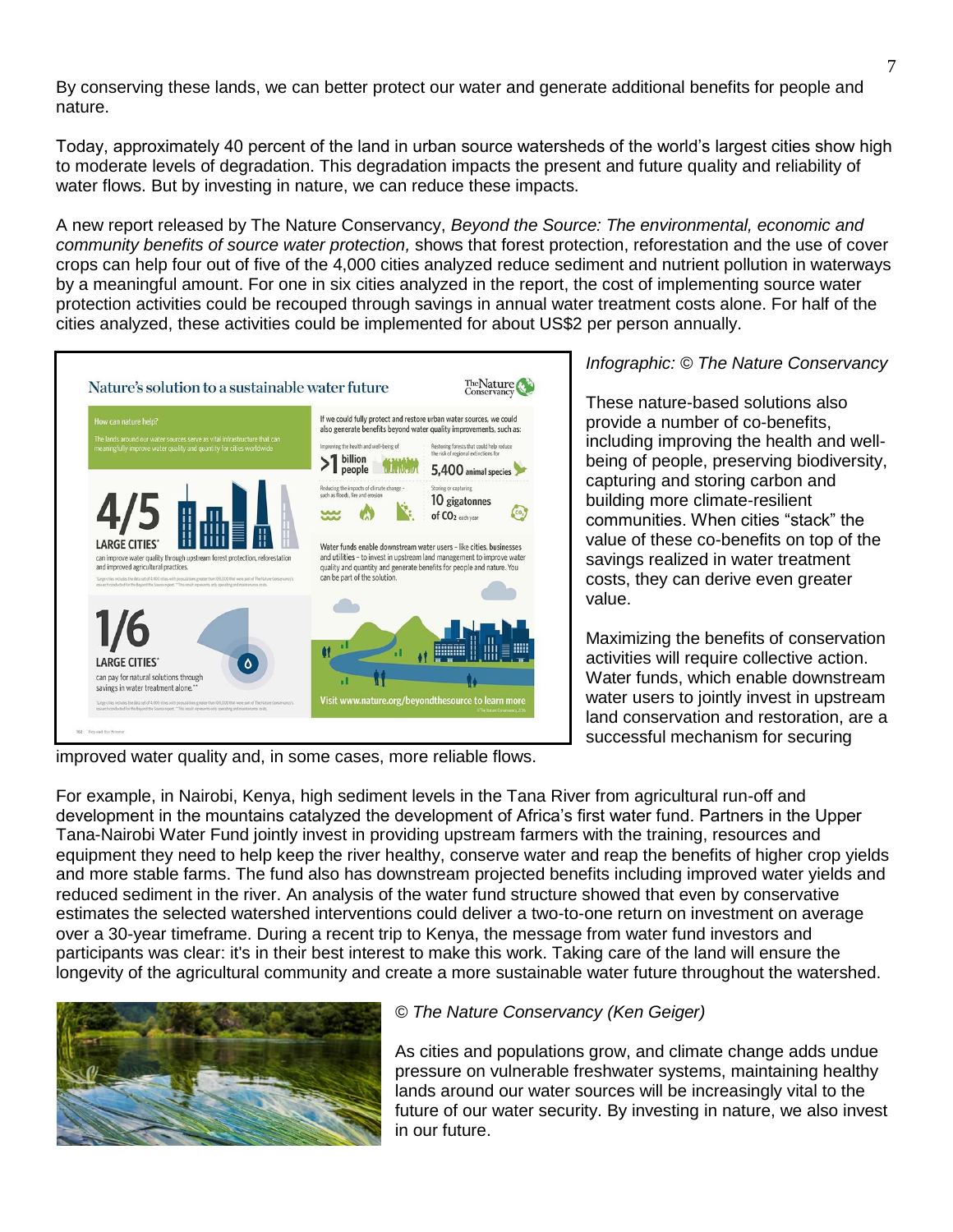By conserving these lands, we can better protect our water and generate additional benefits for people and nature.

Today, approximately 40 percent of the land in urban source watersheds of the world's largest cities show high to moderate levels of degradation. This degradation impacts the present and future quality and reliability of water flows. But by investing in nature, we can reduce these impacts.

A new report released by The Nature Conservancy, *Beyond the Source: The environmental, economic and community benefits of source water protection,* shows that forest protection, reforestation and the use of cover crops can help four out of five of the 4,000 cities analyzed reduce sediment and nutrient pollution in waterways by a meaningful amount. For one in six cities analyzed in the report, the cost of implementing source water protection activities could be recouped through savings in annual water treatment costs alone. For half of the cities analyzed, these activities could be implemented for about US$2 per person annually.

*Infographic: © The Nature Conservancy*

These nature-based solutions also provide a number of co-benefits, including improving the health and well-being of people, preserving biodiversity, capturing and storing carbon and building more climate-resilient communities. When cities "stack" the value of these co-benefits on top of the savings realized in water treatment costs, they can derive even greater value.

Maximizing the benefits of conservation activities will require collective action. Water funds, which enable downstream water users to jointly invest in upstream land conservation and restoration, are a successful mechanism for securing improved water quality and, in some cases, more reliable flows.

For example, in Nairobi, Kenya, high sediment levels in the Tana River from agricultural run-off and development in the mountains catalyzed the development of Africa's first water fund. Partners in the Upper Tana-Nairobi Water Fund jointly invest in providing upstream farmers with the training, resources and equipment they need to help keep the river healthy, conserve water and reap the benefits of higher crop yields and more stable farms. The fund also has downstream projected benefits including improved water yields and reduced sediment in the river. An analysis of the water fund structure showed that even by conservative estimates the selected watershed interventions could deliver a two-to-one return on investment on average over a 30-year timeframe. During a recent trip to Kenya, the message from water fund investors and participants was clear: it's in their best interest to make this work. Taking care of the land will ensure the longevity of the agricultural community and create a more sustainable water future throughout the watershed.

*© The Nature Conservancy (Ken Geiger)*

As cities and populations grow, and climate change adds undue pressure on vulnerable freshwater systems, maintaining healthy lands around our water sources will be increasingly vital to the future of our water security. By investing in nature, we also invest in our future.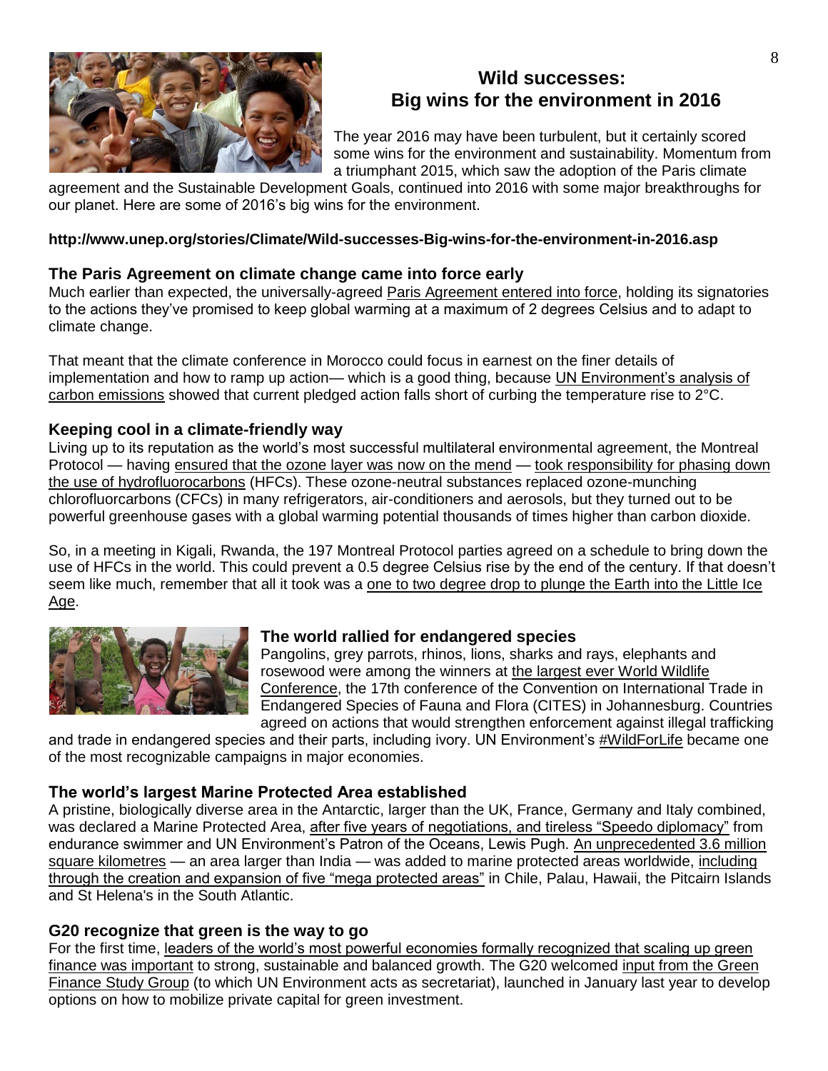## Wild successes: Big wins for the environment in 2016

The year 2016 may have been turbulent, but it certainly scored some wins for the environment and sustainability. Momentum from a triumphant 2015, which saw the adoption of the Paris climate agreement and the Sustainable Development Goals, continued into 2016 with some major breakthroughs for our planet. Here are some of 2016's big wins for the environment.

**http://www.unep.org/stories/Climate/Wild-successes-Big-wins-for-the-environment-in-2016.asp**

### The Paris Agreement on climate change came into force early

Much earlier than expected, the universally-agreed Paris Agreement entered into force, holding its signatories to the actions they've promised to keep global warming at a maximum of 2 degrees Celsius and to adapt to climate change.

That meant that the climate conference in Morocco could focus in earnest on the finer details of implementation and how to ramp up action— which is a good thing, because UN Environment's analysis of carbon emissions showed that current pledged action falls short of curbing the temperature rise to 2°C.

### Keeping cool in a climate-friendly way

Living up to its reputation as the world's most successful multilateral environmental agreement, the Montreal Protocol — having ensured that the ozone layer was now on the mend — took responsibility for phasing down the use of hydrofluorocarbons (HFCs). These ozone-neutral substances replaced ozone-munching chlorofluorcarbons (CFCs) in many refrigerators, air-conditioners and aerosols, but they turned out to be powerful greenhouse gases with a global warming potential thousands of times higher than carbon dioxide.

So, in a meeting in Kigali, Rwanda, the 197 Montreal Protocol parties agreed on a schedule to bring down the use of HFCs in the world. This could prevent a 0.5 degree Celsius rise by the end of the century. If that doesn't seem like much, remember that all it took was a one to two degree drop to plunge the Earth into the Little Ice Age.

### The world rallied for endangered species

Pangolins, grey parrots, rhinos, lions, sharks and rays, elephants and rosewood were among the winners at the largest ever World Wildlife Conference, the 17th conference of the Convention on International Trade in Endangered Species of Fauna and Flora (CITES) in Johannesburg. Countries agreed on actions that would strengthen enforcement against illegal trafficking and trade in endangered species and their parts, including ivory. UN Environment's #WildForLife became one of the most recognizable campaigns in major economies.

### The world's largest Marine Protected Area established

A pristine, biologically diverse area in the Antarctic, larger than the UK, France, Germany and Italy combined, was declared a Marine Protected Area, after five years of negotiations, and tireless "Speedo diplomacy" from endurance swimmer and UN Environment's Patron of the Oceans, Lewis Pugh. An unprecedented 3.6 million square kilometres — an area larger than India — was added to marine protected areas worldwide, including through the creation and expansion of five "mega protected areas" in Chile, Palau, Hawaii, the Pitcairn Islands and St Helena's in the South Atlantic.

### G20 recognize that green is the way to go

For the first time, leaders of the world's most powerful economies formally recognized that scaling up green finance was important to strong, sustainable and balanced growth. The G20 welcomed input from the Green Finance Study Group (to which UN Environment acts as secretariat), launched in January last year to develop options on how to mobilize private capital for green investment.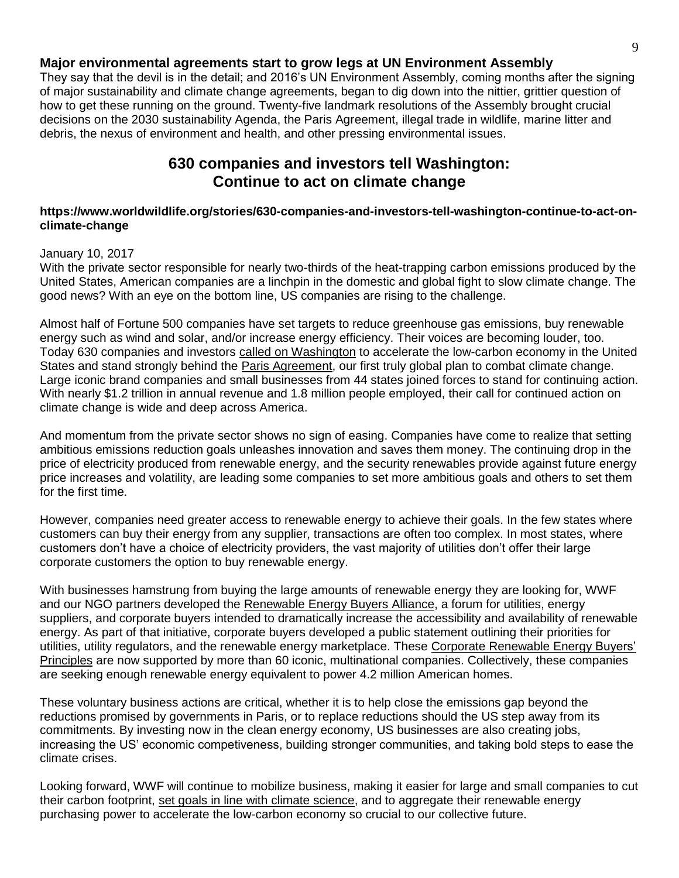**Major environmental agreements start to grow legs at UN Environment Assembly**

They say that the devil is in the detail; and 2016's UN Environment Assembly, coming months after the signing of major sustainability and climate change agreements, began to dig down into the nittier, grittier question of how to get these running on the ground. Twenty-five landmark resolutions of the Assembly brought crucial decisions on the 2030 sustainability Agenda, the Paris Agreement, illegal trade in wildlife, marine litter and debris, the nexus of environment and health, and other pressing environmental issues.

## 630 companies and investors tell Washington: Continue to act on climate change

**https://www.worldwildlife.org/stories/630-companies-and-investors-tell-washington-continue-to-act-on-climate-change**

January 10, 2017

With the private sector responsible for nearly two-thirds of the heat-trapping carbon emissions produced by the United States, American companies are a linchpin in the domestic and global fight to slow climate change. The good news? With an eye on the bottom line, US companies are rising to the challenge.

Almost half of Fortune 500 companies have set targets to reduce greenhouse gas emissions, buy renewable energy such as wind and solar, and/or increase energy efficiency. Their voices are becoming louder, too. Today 630 companies and investors called on Washington to accelerate the low-carbon economy in the United States and stand strongly behind the Paris Agreement, our first truly global plan to combat climate change. Large iconic brand companies and small businesses from 44 states joined forces to stand for continuing action. With nearly $1.2 trillion in annual revenue and 1.8 million people employed, their call for continued action on climate change is wide and deep across America.

And momentum from the private sector shows no sign of easing. Companies have come to realize that setting ambitious emissions reduction goals unleashes innovation and saves them money. The continuing drop in the price of electricity produced from renewable energy, and the security renewables provide against future energy price increases and volatility, are leading some companies to set more ambitious goals and others to set them for the first time.

However, companies need greater access to renewable energy to achieve their goals. In the few states where customers can buy their energy from any supplier, transactions are often too complex. In most states, where customers don't have a choice of electricity providers, the vast majority of utilities don't offer their large corporate customers the option to buy renewable energy.

With businesses hamstrung from buying the large amounts of renewable energy they are looking for, WWF and our NGO partners developed the Renewable Energy Buyers Alliance, a forum for utilities, energy suppliers, and corporate buyers intended to dramatically increase the accessibility and availability of renewable energy. As part of that initiative, corporate buyers developed a public statement outlining their priorities for utilities, utility regulators, and the renewable energy marketplace. These Corporate Renewable Energy Buyers' Principles are now supported by more than 60 iconic, multinational companies. Collectively, these companies are seeking enough renewable energy equivalent to power 4.2 million American homes.

These voluntary business actions are critical, whether it is to help close the emissions gap beyond the reductions promised by governments in Paris, or to replace reductions should the US step away from its commitments. By investing now in the clean energy economy, US businesses are also creating jobs, increasing the US' economic competiveness, building stronger communities, and taking bold steps to ease the climate crises.

Looking forward, WWF will continue to mobilize business, making it easier for large and small companies to cut their carbon footprint, set goals in line with climate science, and to aggregate their renewable energy purchasing power to accelerate the low-carbon economy so crucial to our collective future.